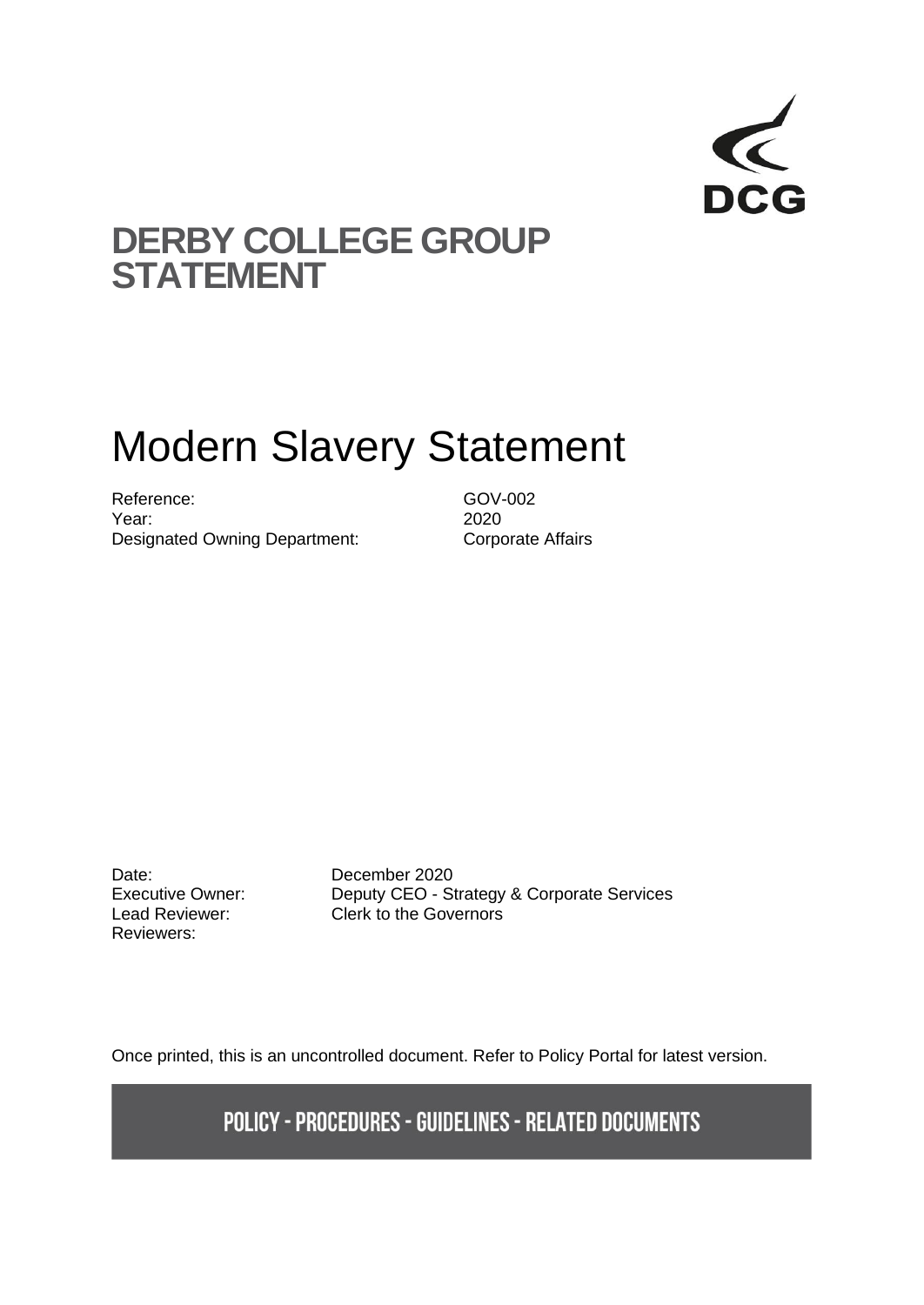DCG

# DERBY COLLEGE GROUP STATEMENT

# Modern Slavery Statement

| | |
|---|---|
| Reference: | GOV-002 |
| Year: | 2020 |
| Designated Owning Department: | Corporate Affairs |

| | |
|---|---|
| Date: | December 2020 |
| Executive Owner: | Deputy CEO - Strategy & Corporate Services |
| Lead Reviewer: | Clerk to the Governors |
| Reviewers: | |

Once printed, this is an uncontrolled document. Refer to Policy Portal for latest version.

**POLICY - PROCEDURES - GUIDELINES - RELATED DOCUMENTS**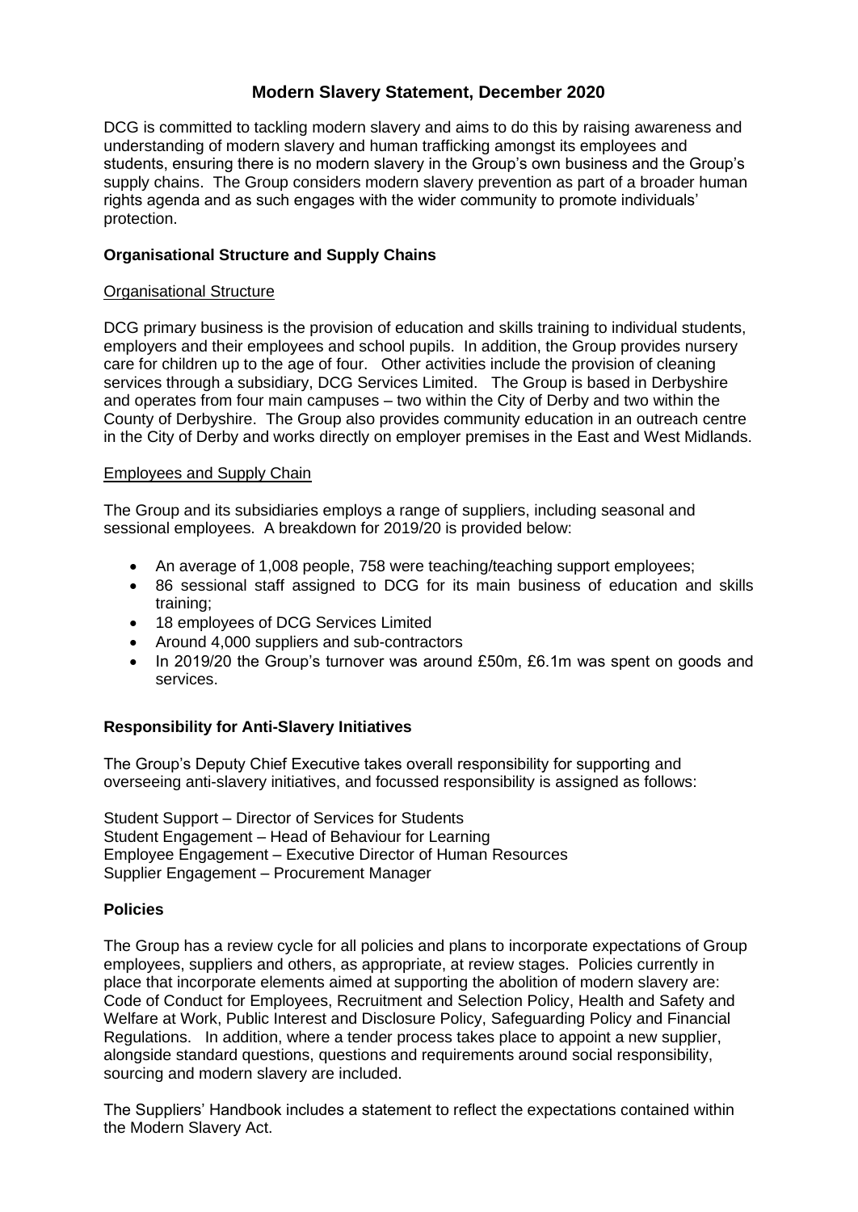# Modern Slavery Statement, December 2020

DCG is committed to tackling modern slavery and aims to do this by raising awareness and understanding of modern slavery and human trafficking amongst its employees and students, ensuring there is no modern slavery in the Group's own business and the Group's supply chains. The Group considers modern slavery prevention as part of a broader human rights agenda and as such engages with the wider community to promote individuals' protection.

## Organisational Structure and Supply Chains

### Organisational Structure

DCG primary business is the provision of education and skills training to individual students, employers and their employees and school pupils. In addition, the Group provides nursery care for children up to the age of four. Other activities include the provision of cleaning services through a subsidiary, DCG Services Limited. The Group is based in Derbyshire and operates from four main campuses – two within the City of Derby and two within the County of Derbyshire. The Group also provides community education in an outreach centre in the City of Derby and works directly on employer premises in the East and West Midlands.

### Employees and Supply Chain

The Group and its subsidiaries employs a range of suppliers, including seasonal and sessional employees. A breakdown for 2019/20 is provided below:

- An average of 1,008 people, 758 were teaching/teaching support employees;
- 86 sessional staff assigned to DCG for its main business of education and skills training;
- 18 employees of DCG Services Limited
- Around 4,000 suppliers and sub-contractors
- In 2019/20 the Group's turnover was around £50m, £6.1m was spent on goods and services.

## Responsibility for Anti-Slavery Initiatives

The Group's Deputy Chief Executive takes overall responsibility for supporting and overseeing anti-slavery initiatives, and focussed responsibility is assigned as follows:

Student Support – Director of Services for Students
Student Engagement – Head of Behaviour for Learning
Employee Engagement – Executive Director of Human Resources
Supplier Engagement – Procurement Manager

## Policies

The Group has a review cycle for all policies and plans to incorporate expectations of Group employees, suppliers and others, as appropriate, at review stages. Policies currently in place that incorporate elements aimed at supporting the abolition of modern slavery are: Code of Conduct for Employees, Recruitment and Selection Policy, Health and Safety and Welfare at Work, Public Interest and Disclosure Policy, Safeguarding Policy and Financial Regulations. In addition, where a tender process takes place to appoint a new supplier, alongside standard questions, questions and requirements around social responsibility, sourcing and modern slavery are included.

The Suppliers' Handbook includes a statement to reflect the expectations contained within the Modern Slavery Act.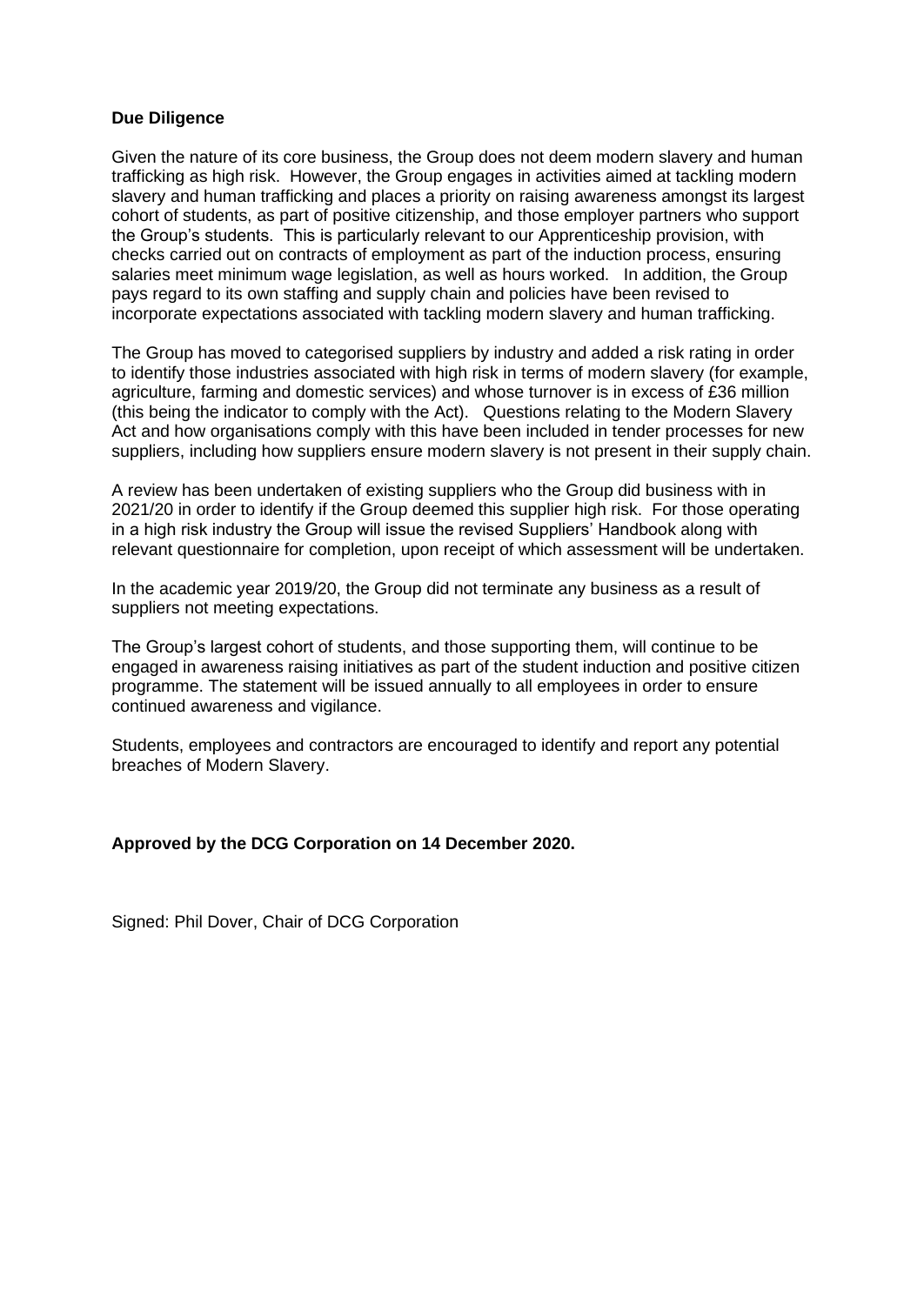**Due Diligence**

Given the nature of its core business, the Group does not deem modern slavery and human trafficking as high risk. However, the Group engages in activities aimed at tackling modern slavery and human trafficking and places a priority on raising awareness amongst its largest cohort of students, as part of positive citizenship, and those employer partners who support the Group's students. This is particularly relevant to our Apprenticeship provision, with checks carried out on contracts of employment as part of the induction process, ensuring salaries meet minimum wage legislation, as well as hours worked. In addition, the Group pays regard to its own staffing and supply chain and policies have been revised to incorporate expectations associated with tackling modern slavery and human trafficking.

The Group has moved to categorised suppliers by industry and added a risk rating in order to identify those industries associated with high risk in terms of modern slavery (for example, agriculture, farming and domestic services) and whose turnover is in excess of £36 million (this being the indicator to comply with the Act). Questions relating to the Modern Slavery Act and how organisations comply with this have been included in tender processes for new suppliers, including how suppliers ensure modern slavery is not present in their supply chain.

A review has been undertaken of existing suppliers who the Group did business with in 2021/20 in order to identify if the Group deemed this supplier high risk. For those operating in a high risk industry the Group will issue the revised Suppliers' Handbook along with relevant questionnaire for completion, upon receipt of which assessment will be undertaken.

In the academic year 2019/20, the Group did not terminate any business as a result of suppliers not meeting expectations.

The Group's largest cohort of students, and those supporting them, will continue to be engaged in awareness raising initiatives as part of the student induction and positive citizen programme. The statement will be issued annually to all employees in order to ensure continued awareness and vigilance.

Students, employees and contractors are encouraged to identify and report any potential breaches of Modern Slavery.

**Approved by the DCG Corporation on 14 December 2020.**

Signed: Phil Dover, Chair of DCG Corporation